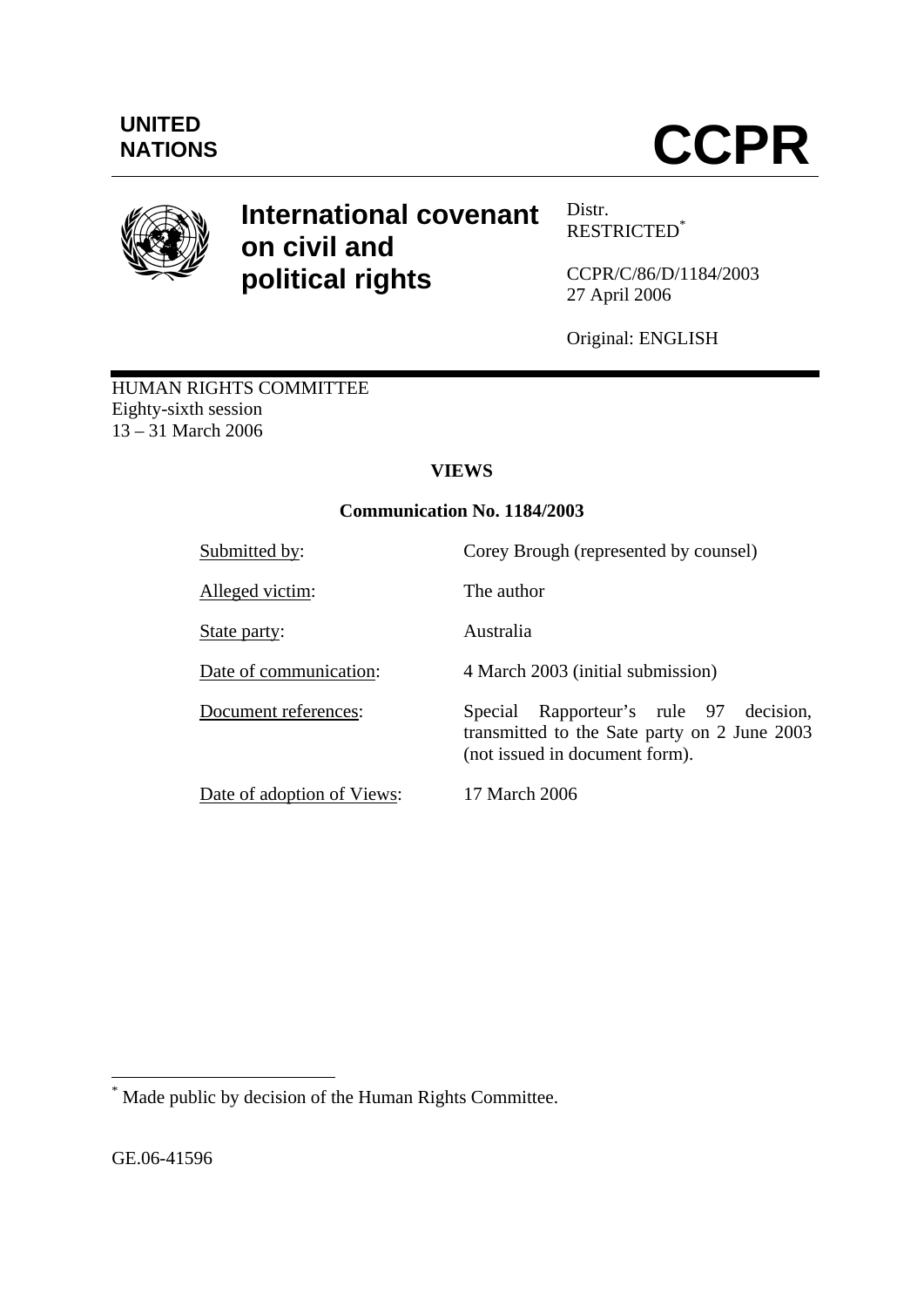UNITED NATIONS

# CCPR

## International covenant on civil and political rights

Distr.
RESTRICTED[*]

CCPR/C/86/D/1184/2003
27 April 2006

Original: ENGLISH

HUMAN RIGHTS COMMITTEE
Eighty-sixth session
13 – 31 March 2006

**VIEWS**

**Communication No. 1184/2003**

| | |
|---|---|
| Submitted by: | Corey Brough (represented by counsel) |
| Alleged victim: | The author |
| State party: | Australia |
| Date of communication: | 4 March 2003 (initial submission) |
| Document references: | Special Rapporteur's rule 97 decision, transmitted to the Sate party on 2 June 2003 (not issued in document form). |
| Date of adoption of Views: | 17 March 2006 |

[*] Made public by decision of the Human Rights Committee.

GE.06-41596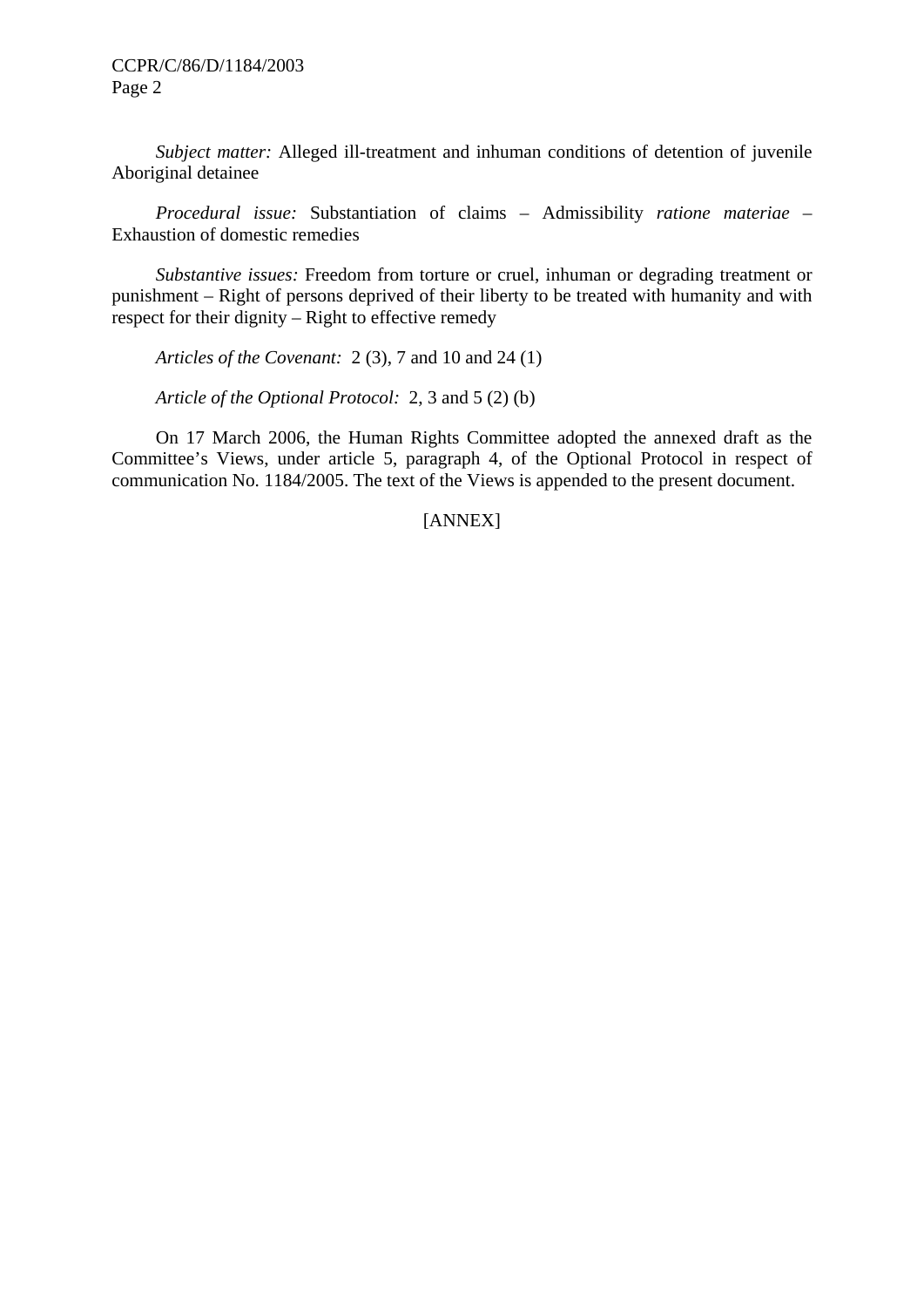*Subject matter:* Alleged ill-treatment and inhuman conditions of detention of juvenile Aboriginal detainee

*Procedural issue:* Substantiation of claims – Admissibility *ratione materiae* – Exhaustion of domestic remedies

*Substantive issues:* Freedom from torture or cruel, inhuman or degrading treatment or punishment – Right of persons deprived of their liberty to be treated with humanity and with respect for their dignity – Right to effective remedy

*Articles of the Covenant:* 2 (3), 7 and 10 and 24 (1)

*Article of the Optional Protocol:* 2, 3 and 5 (2) (b)

On 17 March 2006, the Human Rights Committee adopted the annexed draft as the Committee's Views, under article 5, paragraph 4, of the Optional Protocol in respect of communication No. 1184/2005. The text of the Views is appended to the present document.

[ANNEX]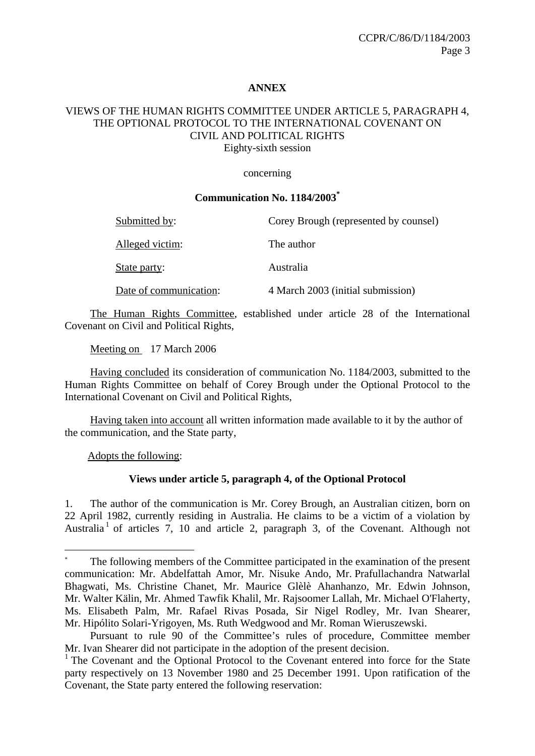**ANNEX**

VIEWS OF THE HUMAN RIGHTS COMMITTEE UNDER ARTICLE 5, PARAGRAPH 4, THE OPTIONAL PROTOCOL TO THE INTERNATIONAL COVENANT ON CIVIL AND POLITICAL RIGHTS
Eighty-sixth session

concerning

**Communication No. 1184/2003[*]**

| | |
|---|---|
| Submitted by: | Corey Brough (represented by counsel) |
| Alleged victim: | The author |
| State party: | Australia |
| Date of communication: | 4 March 2003 (initial submission) |

The Human Rights Committee, established under article 28 of the International Covenant on Civil and Political Rights,

Meeting on 17 March 2006

Having concluded its consideration of communication No. 1184/2003, submitted to the Human Rights Committee on behalf of Corey Brough under the Optional Protocol to the International Covenant on Civil and Political Rights,

Having taken into account all written information made available to it by the author of the communication, and the State party,

Adopts the following:

**Views under article 5, paragraph 4, of the Optional Protocol**

1. The author of the communication is Mr. Corey Brough, an Australian citizen, born on 22 April 1982, currently residing in Australia. He claims to be a victim of a violation by Australia[1] of articles 7, 10 and article 2, paragraph 3, of the Covenant. Although not

---

[*] The following members of the Committee participated in the examination of the present communication: Mr. Abdelfattah Amor, Mr. Nisuke Ando, Mr. Prafullachandra Natwarlal Bhagwati, Ms. Christine Chanet, Mr. Maurice Glèlè Ahanhanzo, Mr. Edwin Johnson, Mr. Walter Kälin, Mr. Ahmed Tawfik Khalil, Mr. Rajsoomer Lallah, Mr. Michael O'Flaherty, Ms. Elisabeth Palm, Mr. Rafael Rivas Posada, Sir Nigel Rodley, Mr. Ivan Shearer, Mr. Hipólito Solari-Yrigoyen, Ms. Ruth Wedgwood and Mr. Roman Wieruszewski.

Pursuant to rule 90 of the Committee's rules of procedure, Committee member Mr. Ivan Shearer did not participate in the adoption of the present decision.

[1] The Covenant and the Optional Protocol to the Covenant entered into force for the State party respectively on 13 November 1980 and 25 December 1991. Upon ratification of the Covenant, the State party entered the following reservation: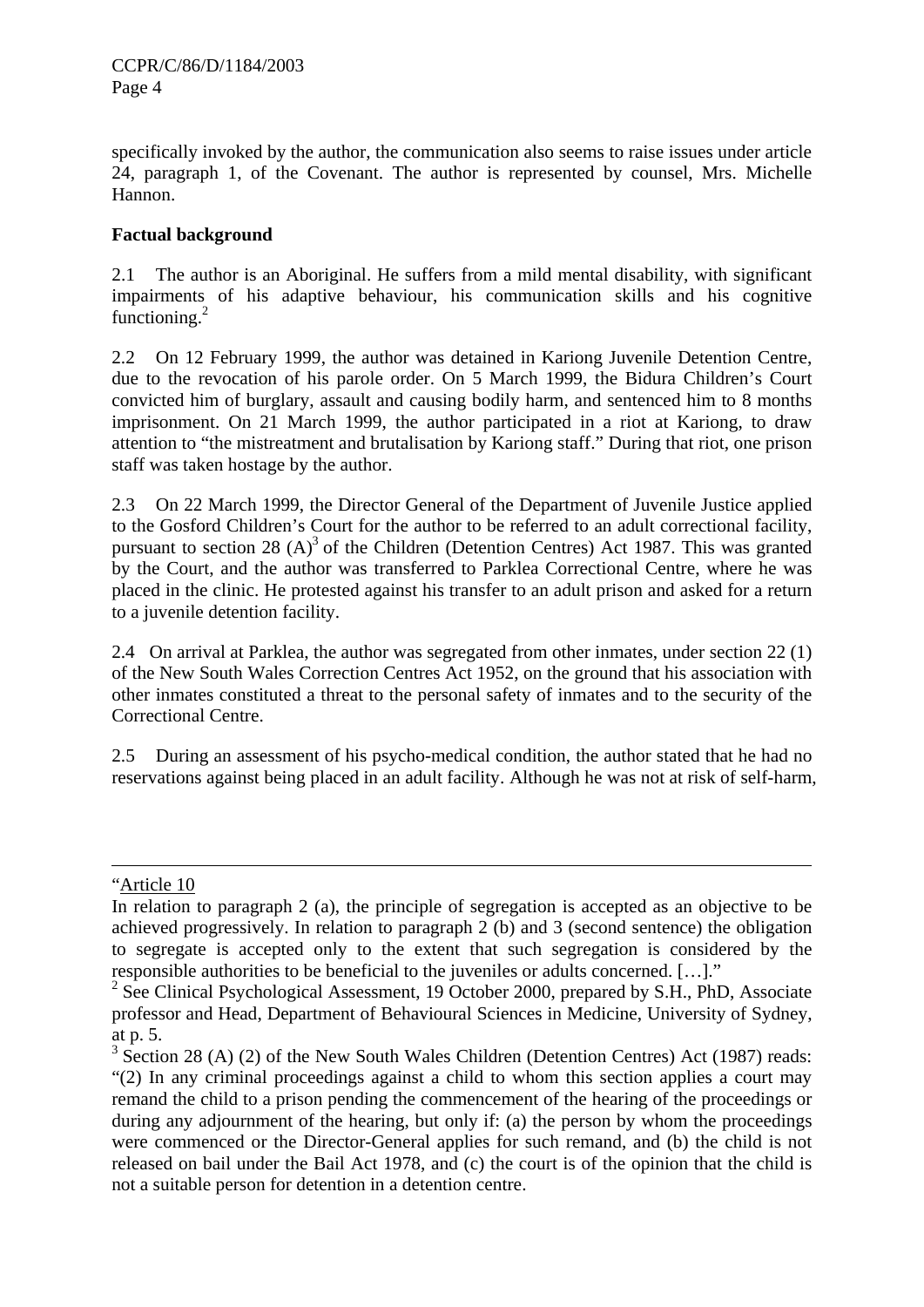specifically invoked by the author, the communication also seems to raise issues under article 24, paragraph 1, of the Covenant. The author is represented by counsel, Mrs. Michelle Hannon.

## Factual background

2.1 The author is an Aboriginal. He suffers from a mild mental disability, with significant impairments of his adaptive behaviour, his communication skills and his cognitive functioning.[2]

2.2 On 12 February 1999, the author was detained in Kariong Juvenile Detention Centre, due to the revocation of his parole order. On 5 March 1999, the Bidura Children's Court convicted him of burglary, assault and causing bodily harm, and sentenced him to 8 months imprisonment. On 21 March 1999, the author participated in a riot at Kariong, to draw attention to "the mistreatment and brutalisation by Kariong staff." During that riot, one prison staff was taken hostage by the author.

2.3 On 22 March 1999, the Director General of the Department of Juvenile Justice applied to the Gosford Children's Court for the author to be referred to an adult correctional facility, pursuant to section 28 (A)[3] of the Children (Detention Centres) Act 1987. This was granted by the Court, and the author was transferred to Parklea Correctional Centre, where he was placed in the clinic. He protested against his transfer to an adult prison and asked for a return to a juvenile detention facility.

2.4 On arrival at Parklea, the author was segregated from other inmates, under section 22 (1) of the New South Wales Correction Centres Act 1952, on the ground that his association with other inmates constituted a threat to the personal safety of inmates and to the security of the Correctional Centre.

2.5 During an assessment of his psycho-medical condition, the author stated that he had no reservations against being placed in an adult facility. Although he was not at risk of self-harm,

---

"Article 10

In relation to paragraph 2 (a), the principle of segregation is accepted as an objective to be achieved progressively. In relation to paragraph 2 (b) and 3 (second sentence) the obligation to segregate is accepted only to the extent that such segregation is considered by the responsible authorities to be beneficial to the juveniles or adults concerned. […]."

[2] See Clinical Psychological Assessment, 19 October 2000, prepared by S.H., PhD, Associate professor and Head, Department of Behavioural Sciences in Medicine, University of Sydney, at p. 5.

[3] Section 28 (A) (2) of the New South Wales Children (Detention Centres) Act (1987) reads: "(2) In any criminal proceedings against a child to whom this section applies a court may remand the child to a prison pending the commencement of the hearing of the proceedings or during any adjournment of the hearing, but only if: (a) the person by whom the proceedings were commenced or the Director-General applies for such remand, and (b) the child is not released on bail under the Bail Act 1978, and (c) the court is of the opinion that the child is not a suitable person for detention in a detention centre.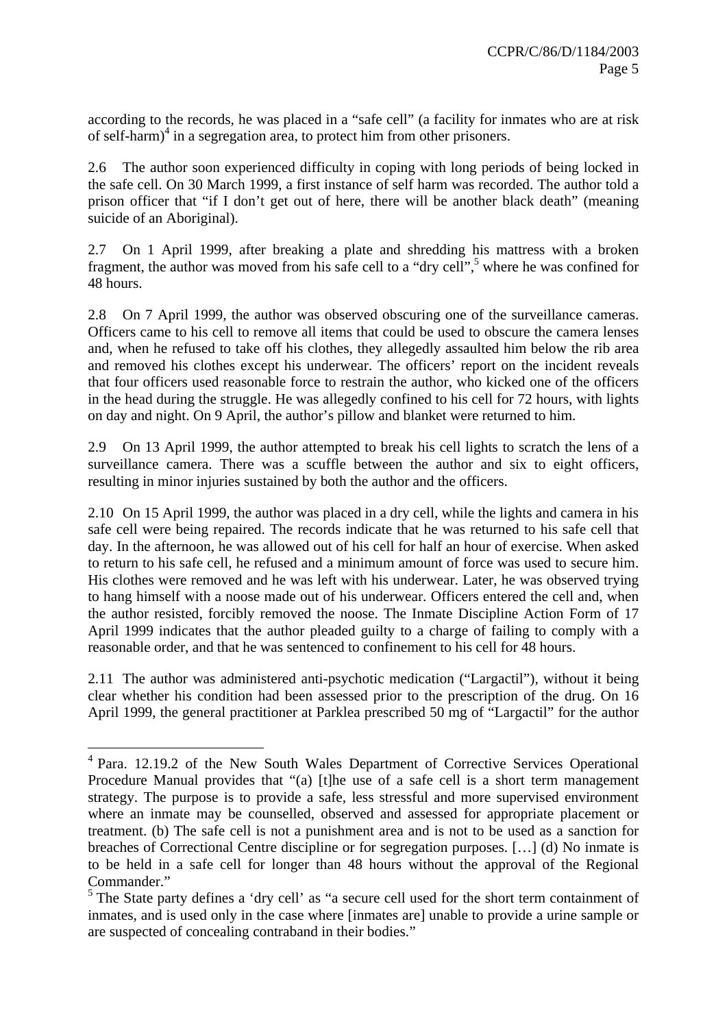according to the records, he was placed in a "safe cell" (a facility for inmates who are at risk of self-harm)[4] in a segregation area, to protect him from other prisoners.

2.6 The author soon experienced difficulty in coping with long periods of being locked in the safe cell. On 30 March 1999, a first instance of self harm was recorded. The author told a prison officer that "if I don't get out of here, there will be another black death" (meaning suicide of an Aboriginal).

2.7 On 1 April 1999, after breaking a plate and shredding his mattress with a broken fragment, the author was moved from his safe cell to a "dry cell",[5] where he was confined for 48 hours.

2.8 On 7 April 1999, the author was observed obscuring one of the surveillance cameras. Officers came to his cell to remove all items that could be used to obscure the camera lenses and, when he refused to take off his clothes, they allegedly assaulted him below the rib area and removed his clothes except his underwear. The officers' report on the incident reveals that four officers used reasonable force to restrain the author, who kicked one of the officers in the head during the struggle. He was allegedly confined to his cell for 72 hours, with lights on day and night. On 9 April, the author's pillow and blanket were returned to him.

2.9 On 13 April 1999, the author attempted to break his cell lights to scratch the lens of a surveillance camera. There was a scuffle between the author and six to eight officers, resulting in minor injuries sustained by both the author and the officers.

2.10 On 15 April 1999, the author was placed in a dry cell, while the lights and camera in his safe cell were being repaired. The records indicate that he was returned to his safe cell that day. In the afternoon, he was allowed out of his cell for half an hour of exercise. When asked to return to his safe cell, he refused and a minimum amount of force was used to secure him. His clothes were removed and he was left with his underwear. Later, he was observed trying to hang himself with a noose made out of his underwear. Officers entered the cell and, when the author resisted, forcibly removed the noose. The Inmate Discipline Action Form of 17 April 1999 indicates that the author pleaded guilty to a charge of failing to comply with a reasonable order, and that he was sentenced to confinement to his cell for 48 hours.

2.11 The author was administered anti-psychotic medication ("Largactil"), without it being clear whether his condition had been assessed prior to the prescription of the drug. On 16 April 1999, the general practitioner at Parklea prescribed 50 mg of "Largactil" for the author

---

[4] Para. 12.19.2 of the New South Wales Department of Corrective Services Operational Procedure Manual provides that "(a) [t]he use of a safe cell is a short term management strategy. The purpose is to provide a safe, less stressful and more supervised environment where an inmate may be counselled, observed and assessed for appropriate placement or treatment. (b) The safe cell is not a punishment area and is not to be used as a sanction for breaches of Correctional Centre discipline or for segregation purposes. […] (d) No inmate is to be held in a safe cell for longer than 48 hours without the approval of the Regional Commander."

[5] The State party defines a 'dry cell' as "a secure cell used for the short term containment of inmates, and is used only in the case where [inmates are] unable to provide a urine sample or are suspected of concealing contraband in their bodies."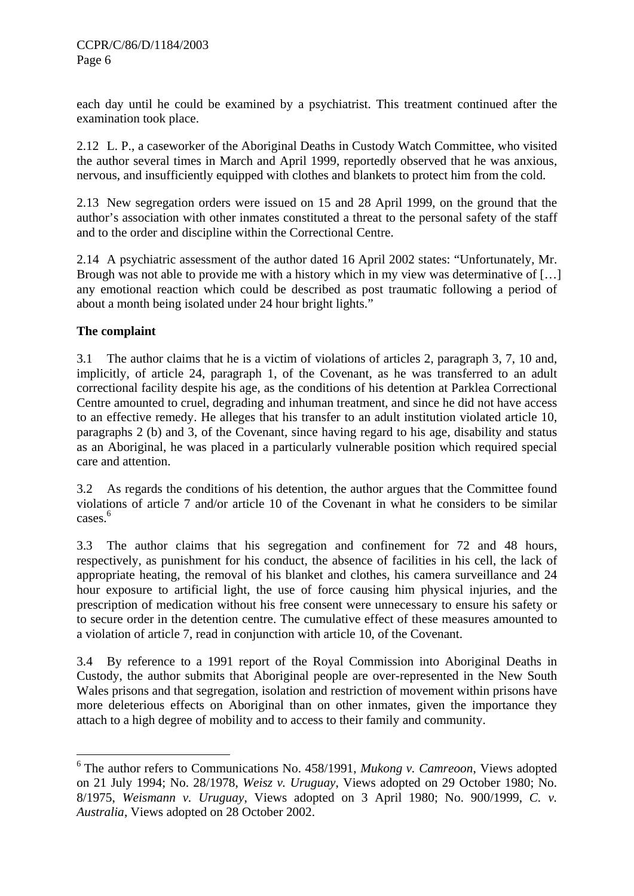each day until he could be examined by a psychiatrist. This treatment continued after the examination took place.

2.12 L. P., a caseworker of the Aboriginal Deaths in Custody Watch Committee, who visited the author several times in March and April 1999, reportedly observed that he was anxious, nervous, and insufficiently equipped with clothes and blankets to protect him from the cold.

2.13 New segregation orders were issued on 15 and 28 April 1999, on the ground that the author's association with other inmates constituted a threat to the personal safety of the staff and to the order and discipline within the Correctional Centre.

2.14 A psychiatric assessment of the author dated 16 April 2002 states: "Unfortunately, Mr. Brough was not able to provide me with a history which in my view was determinative of […] any emotional reaction which could be described as post traumatic following a period of about a month being isolated under 24 hour bright lights."

**The complaint**

3.1 The author claims that he is a victim of violations of articles 2, paragraph 3, 7, 10 and, implicitly, of article 24, paragraph 1, of the Covenant, as he was transferred to an adult correctional facility despite his age, as the conditions of his detention at Parklea Correctional Centre amounted to cruel, degrading and inhuman treatment, and since he did not have access to an effective remedy. He alleges that his transfer to an adult institution violated article 10, paragraphs 2 (b) and 3, of the Covenant, since having regard to his age, disability and status as an Aboriginal, he was placed in a particularly vulnerable position which required special care and attention.

3.2 As regards the conditions of his detention, the author argues that the Committee found violations of article 7 and/or article 10 of the Covenant in what he considers to be similar cases.[6]

3.3 The author claims that his segregation and confinement for 72 and 48 hours, respectively, as punishment for his conduct, the absence of facilities in his cell, the lack of appropriate heating, the removal of his blanket and clothes, his camera surveillance and 24 hour exposure to artificial light, the use of force causing him physical injuries, and the prescription of medication without his free consent were unnecessary to ensure his safety or to secure order in the detention centre. The cumulative effect of these measures amounted to a violation of article 7, read in conjunction with article 10, of the Covenant.

3.4 By reference to a 1991 report of the Royal Commission into Aboriginal Deaths in Custody, the author submits that Aboriginal people are over-represented in the New South Wales prisons and that segregation, isolation and restriction of movement within prisons have more deleterious effects on Aboriginal than on other inmates, given the importance they attach to a high degree of mobility and to access to their family and community.

---

[6] The author refers to Communications No. 458/1991, *Mukong v. Cameroon*, Views adopted on 21 July 1994; No. 28/1978, *Weisz v. Uruguay*, Views adopted on 29 October 1980; No. 8/1975, *Weismann v. Uruguay*, Views adopted on 3 April 1980; No. 900/1999, *C. v. Australia*, Views adopted on 28 October 2002.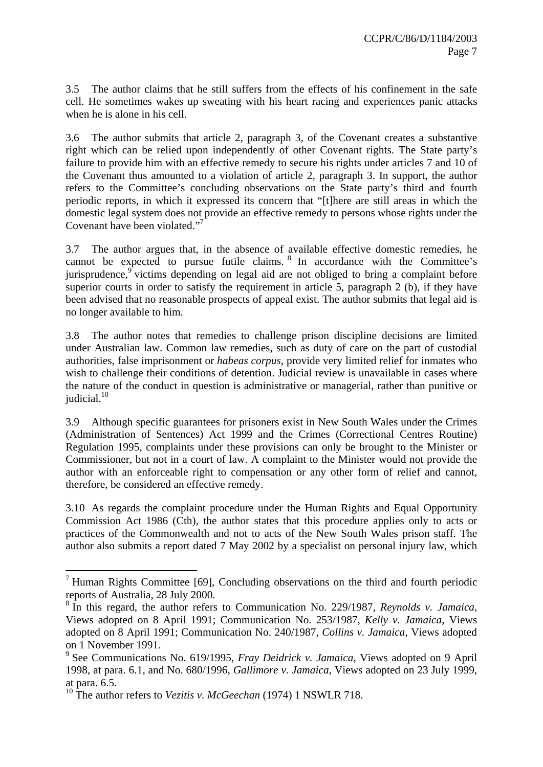3.5 The author claims that he still suffers from the effects of his confinement in the safe cell. He sometimes wakes up sweating with his heart racing and experiences panic attacks when he is alone in his cell.

3.6 The author submits that article 2, paragraph 3, of the Covenant creates a substantive right which can be relied upon independently of other Covenant rights. The State party's failure to provide him with an effective remedy to secure his rights under articles 7 and 10 of the Covenant thus amounted to a violation of article 2, paragraph 3. In support, the author refers to the Committee's concluding observations on the State party's third and fourth periodic reports, in which it expressed its concern that "[t]here are still areas in which the domestic legal system does not provide an effective remedy to persons whose rights under the Covenant have been violated."[7]

3.7 The author argues that, in the absence of available effective domestic remedies, he cannot be expected to pursue futile claims.[8] In accordance with the Committee's jurisprudence,[9] victims depending on legal aid are not obliged to bring a complaint before superior courts in order to satisfy the requirement in article 5, paragraph 2 (b), if they have been advised that no reasonable prospects of appeal exist. The author submits that legal aid is no longer available to him.

3.8 The author notes that remedies to challenge prison discipline decisions are limited under Australian law. Common law remedies, such as duty of care on the part of custodial authorities, false imprisonment or *habeas corpus*, provide very limited relief for inmates who wish to challenge their conditions of detention. Judicial review is unavailable in cases where the nature of the conduct in question is administrative or managerial, rather than punitive or judicial.[10]

3.9 Although specific guarantees for prisoners exist in New South Wales under the Crimes (Administration of Sentences) Act 1999 and the Crimes (Correctional Centres Routine) Regulation 1995, complaints under these provisions can only be brought to the Minister or Commissioner, but not in a court of law. A complaint to the Minister would not provide the author with an enforceable right to compensation or any other form of relief and cannot, therefore, be considered an effective remedy.

3.10 As regards the complaint procedure under the Human Rights and Equal Opportunity Commission Act 1986 (Cth), the author states that this procedure applies only to acts or practices of the Commonwealth and not to acts of the New South Wales prison staff. The author also submits a report dated 7 May 2002 by a specialist on personal injury law, which

---

[7] Human Rights Committee [69], Concluding observations on the third and fourth periodic reports of Australia, 28 July 2000.

[8] In this regard, the author refers to Communication No. 229/1987, *Reynolds v. Jamaica*, Views adopted on 8 April 1991; Communication No. 253/1987, *Kelly v. Jamaica*, Views adopted on 8 April 1991; Communication No. 240/1987, *Collins v. Jamaica*, Views adopted on 1 November 1991.

[9] See Communications No. 619/1995, *Fray Deidrick v. Jamaica*, Views adopted on 9 April 1998, at para. 6.1, and No. 680/1996, *Gallimore v. Jamaica*, Views adopted on 23 July 1999, at para. 6.5.

[10] The author refers to *Vezitis v. McGeechan* (1974) 1 NSWLR 718.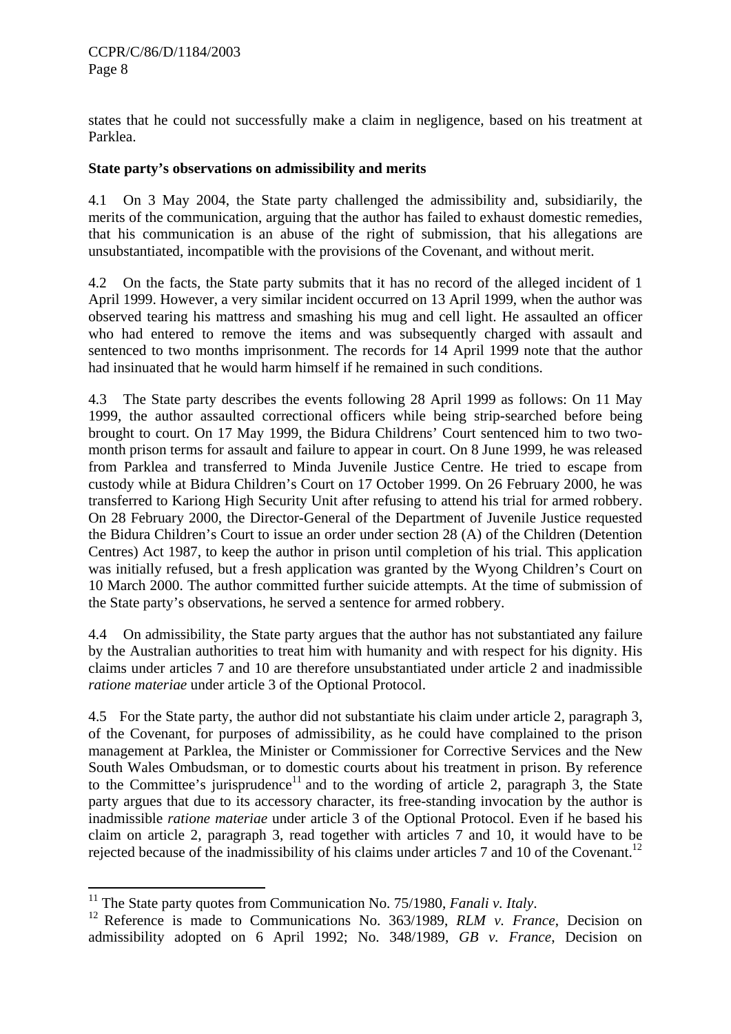states that he could not successfully make a claim in negligence, based on his treatment at Parklea.

**State party's observations on admissibility and merits**

4.1 On 3 May 2004, the State party challenged the admissibility and, subsidiarily, the merits of the communication, arguing that the author has failed to exhaust domestic remedies, that his communication is an abuse of the right of submission, that his allegations are unsubstantiated, incompatible with the provisions of the Covenant, and without merit.

4.2 On the facts, the State party submits that it has no record of the alleged incident of 1 April 1999. However, a very similar incident occurred on 13 April 1999, when the author was observed tearing his mattress and smashing his mug and cell light. He assaulted an officer who had entered to remove the items and was subsequently charged with assault and sentenced to two months imprisonment. The records for 14 April 1999 note that the author had insinuated that he would harm himself if he remained in such conditions.

4.3 The State party describes the events following 28 April 1999 as follows: On 11 May 1999, the author assaulted correctional officers while being strip-searched before being brought to court. On 17 May 1999, the Bidura Childrens' Court sentenced him to two two-month prison terms for assault and failure to appear in court. On 8 June 1999, he was released from Parklea and transferred to Minda Juvenile Justice Centre. He tried to escape from custody while at Bidura Children's Court on 17 October 1999. On 26 February 2000, he was transferred to Kariong High Security Unit after refusing to attend his trial for armed robbery. On 28 February 2000, the Director-General of the Department of Juvenile Justice requested the Bidura Children's Court to issue an order under section 28 (A) of the Children (Detention Centres) Act 1987, to keep the author in prison until completion of his trial. This application was initially refused, but a fresh application was granted by the Wyong Children's Court on 10 March 2000. The author committed further suicide attempts. At the time of submission of the State party's observations, he served a sentence for armed robbery.

4.4 On admissibility, the State party argues that the author has not substantiated any failure by the Australian authorities to treat him with humanity and with respect for his dignity. His claims under articles 7 and 10 are therefore unsubstantiated under article 2 and inadmissible *ratione materiae* under article 3 of the Optional Protocol.

4.5 For the State party, the author did not substantiate his claim under article 2, paragraph 3, of the Covenant, for purposes of admissibility, as he could have complained to the prison management at Parklea, the Minister or Commissioner for Corrective Services and the New South Wales Ombudsman, or to domestic courts about his treatment in prison. By reference to the Committee's jurisprudence[11] and to the wording of article 2, paragraph 3, the State party argues that due to its accessory character, its free-standing invocation by the author is inadmissible *ratione materiae* under article 3 of the Optional Protocol. Even if he based his claim on article 2, paragraph 3, read together with articles 7 and 10, it would have to be rejected because of the inadmissibility of his claims under articles 7 and 10 of the Covenant.[12]

---

[11] The State party quotes from Communication No. 75/1980, *Fanali v. Italy*.

[12] Reference is made to Communications No. 363/1989, *RLM v. France*, Decision on admissibility adopted on 6 April 1992; No. 348/1989, *GB v. France*, Decision on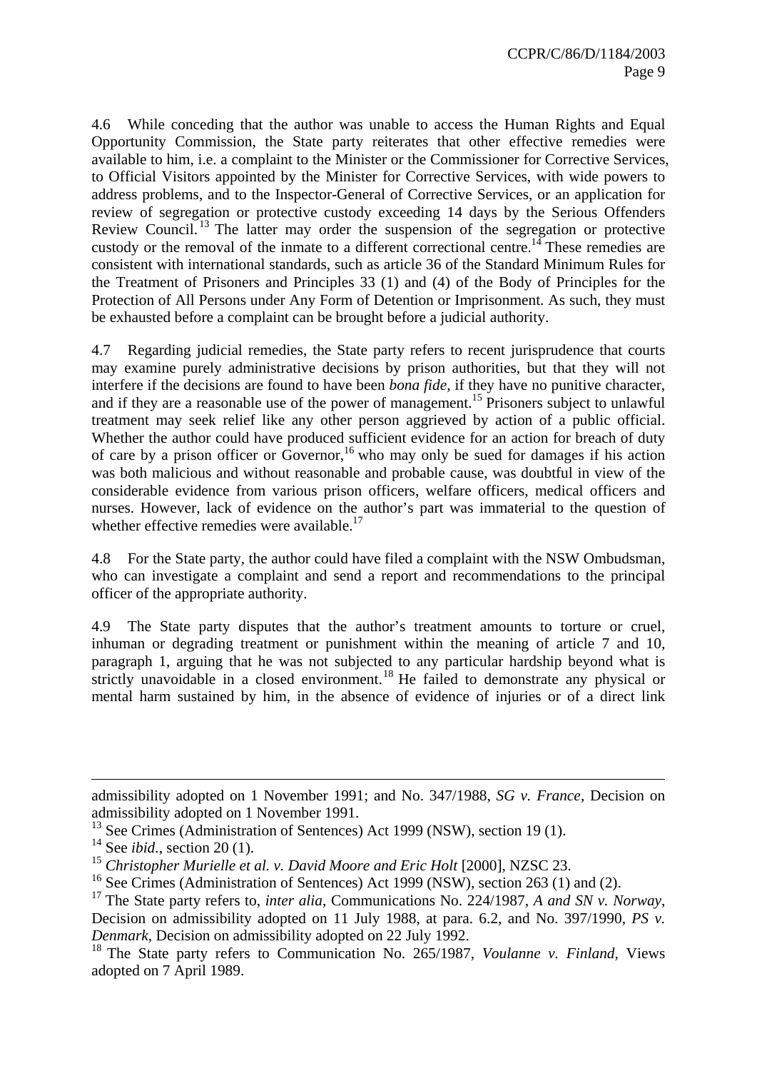4.6 While conceding that the author was unable to access the Human Rights and Equal Opportunity Commission, the State party reiterates that other effective remedies were available to him, i.e. a complaint to the Minister or the Commissioner for Corrective Services, to Official Visitors appointed by the Minister for Corrective Services, with wide powers to address problems, and to the Inspector-General of Corrective Services, or an application for review of segregation or protective custody exceeding 14 days by the Serious Offenders Review Council.[13] The latter may order the suspension of the segregation or protective custody or the removal of the inmate to a different correctional centre.[14] These remedies are consistent with international standards, such as article 36 of the Standard Minimum Rules for the Treatment of Prisoners and Principles 33 (1) and (4) of the Body of Principles for the Protection of All Persons under Any Form of Detention or Imprisonment. As such, they must be exhausted before a complaint can be brought before a judicial authority.

4.7 Regarding judicial remedies, the State party refers to recent jurisprudence that courts may examine purely administrative decisions by prison authorities, but that they will not interfere if the decisions are found to have been *bona fide*, if they have no punitive character, and if they are a reasonable use of the power of management.[15] Prisoners subject to unlawful treatment may seek relief like any other person aggrieved by action of a public official. Whether the author could have produced sufficient evidence for an action for breach of duty of care by a prison officer or Governor,[16] who may only be sued for damages if his action was both malicious and without reasonable and probable cause, was doubtful in view of the considerable evidence from various prison officers, welfare officers, medical officers and nurses. However, lack of evidence on the author's part was immaterial to the question of whether effective remedies were available.[17]

4.8 For the State party, the author could have filed a complaint with the NSW Ombudsman, who can investigate a complaint and send a report and recommendations to the principal officer of the appropriate authority.

4.9 The State party disputes that the author's treatment amounts to torture or cruel, inhuman or degrading treatment or punishment within the meaning of article 7 and 10, paragraph 1, arguing that he was not subjected to any particular hardship beyond what is strictly unavoidable in a closed environment.[18] He failed to demonstrate any physical or mental harm sustained by him, in the absence of evidence of injuries or of a direct link

---

admissibility adopted on 1 November 1991; and No. 347/1988, *SG v. France*, Decision on admissibility adopted on 1 November 1991.

[13] See Crimes (Administration of Sentences) Act 1999 (NSW), section 19 (1).

[14] See *ibid.*, section 20 (1).

[15] *Christopher Murielle et al. v. David Moore and Eric Holt* [2000], NZSC 23.

[16] See Crimes (Administration of Sentences) Act 1999 (NSW), section 263 (1) and (2).

[17] The State party refers to, *inter alia*, Communications No. 224/1987, *A and SN v. Norway*, Decision on admissibility adopted on 11 July 1988, at para. 6.2, and No. 397/1990, *PS v. Denmark*, Decision on admissibility adopted on 22 July 1992.

[18] The State party refers to Communication No. 265/1987, *Voulanne v. Finland*, Views adopted on 7 April 1989.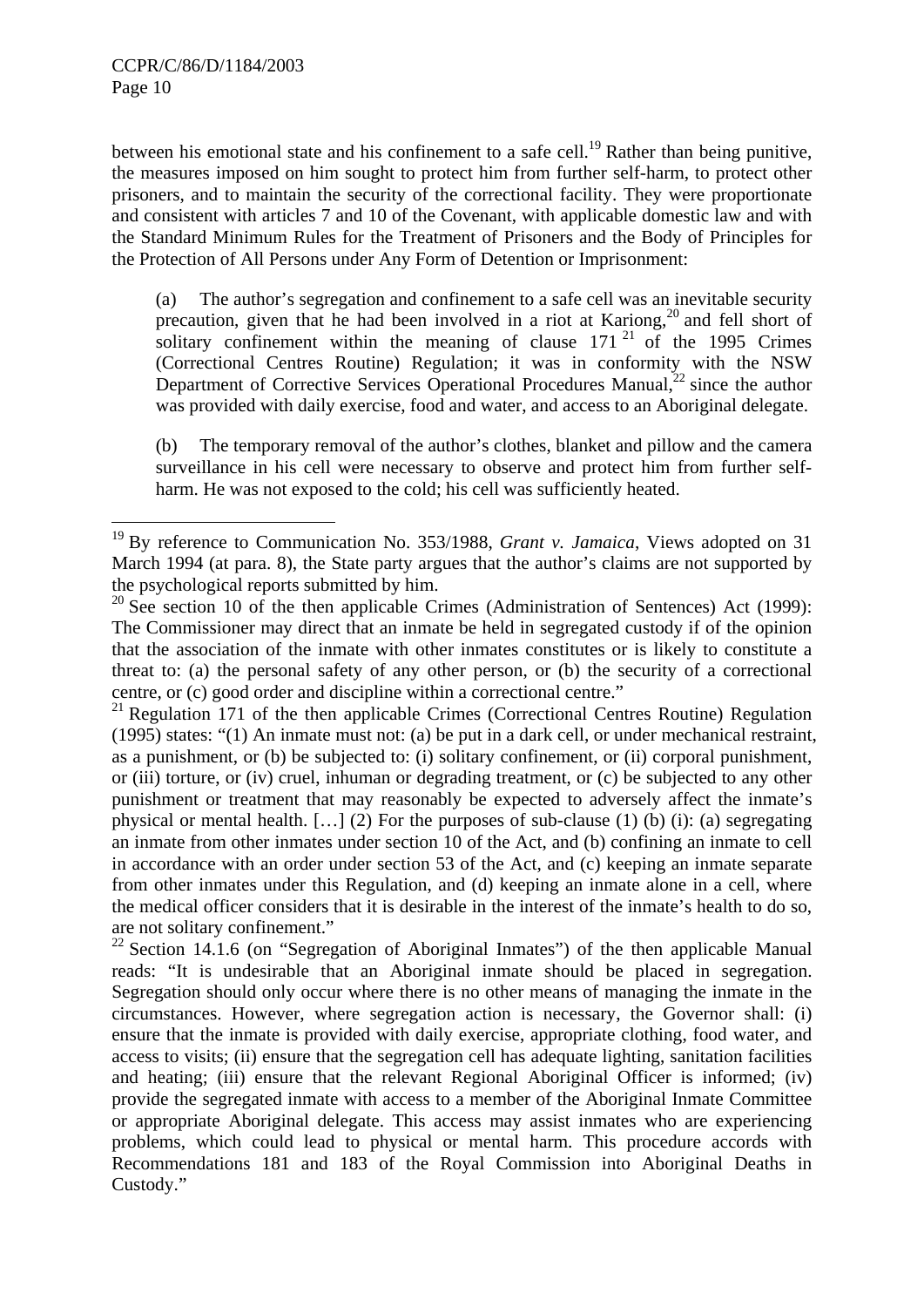between his emotional state and his confinement to a safe cell.[19] Rather than being punitive, the measures imposed on him sought to protect him from further self-harm, to protect other prisoners, and to maintain the security of the correctional facility. They were proportionate and consistent with articles 7 and 10 of the Covenant, with applicable domestic law and with the Standard Minimum Rules for the Treatment of Prisoners and the Body of Principles for the Protection of All Persons under Any Form of Detention or Imprisonment:

(a) The author's segregation and confinement to a safe cell was an inevitable security precaution, given that he had been involved in a riot at Kariong,[20] and fell short of solitary confinement within the meaning of clause 171[21] of the 1995 Crimes (Correctional Centres Routine) Regulation; it was in conformity with the NSW Department of Corrective Services Operational Procedures Manual,[22] since the author was provided with daily exercise, food and water, and access to an Aboriginal delegate.

(b) The temporary removal of the author's clothes, blanket and pillow and the camera surveillance in his cell were necessary to observe and protect him from further self-harm. He was not exposed to the cold; his cell was sufficiently heated.

---

[19] By reference to Communication No. 353/1988, *Grant v. Jamaica*, Views adopted on 31 March 1994 (at para. 8), the State party argues that the author's claims are not supported by the psychological reports submitted by him.

[20] See section 10 of the then applicable Crimes (Administration of Sentences) Act (1999): The Commissioner may direct that an inmate be held in segregated custody if of the opinion that the association of the inmate with other inmates constitutes or is likely to constitute a threat to: (a) the personal safety of any other person, or (b) the security of a correctional centre, or (c) good order and discipline within a correctional centre."

[21] Regulation 171 of the then applicable Crimes (Correctional Centres Routine) Regulation (1995) states: "(1) An inmate must not: (a) be put in a dark cell, or under mechanical restraint, as a punishment, or (b) be subjected to: (i) solitary confinement, or (ii) corporal punishment, or (iii) torture, or (iv) cruel, inhuman or degrading treatment, or (c) be subjected to any other punishment or treatment that may reasonably be expected to adversely affect the inmate's physical or mental health. […] (2) For the purposes of sub-clause (1) (b) (i): (a) segregating an inmate from other inmates under section 10 of the Act, and (b) confining an inmate to cell in accordance with an order under section 53 of the Act, and (c) keeping an inmate separate from other inmates under this Regulation, and (d) keeping an inmate alone in a cell, where the medical officer considers that it is desirable in the interest of the inmate's health to do so, are not solitary confinement."

[22] Section 14.1.6 (on "Segregation of Aboriginal Inmates") of the then applicable Manual reads: "It is undesirable that an Aboriginal inmate should be placed in segregation. Segregation should only occur where there is no other means of managing the inmate in the circumstances. However, where segregation action is necessary, the Governor shall: (i) ensure that the inmate is provided with daily exercise, appropriate clothing, food water, and access to visits; (ii) ensure that the segregation cell has adequate lighting, sanitation facilities and heating; (iii) ensure that the relevant Regional Aboriginal Officer is informed; (iv) provide the segregated inmate with access to a member of the Aboriginal Inmate Committee or appropriate Aboriginal delegate. This access may assist inmates who are experiencing problems, which could lead to physical or mental harm. This procedure accords with Recommendations 181 and 183 of the Royal Commission into Aboriginal Deaths in Custody."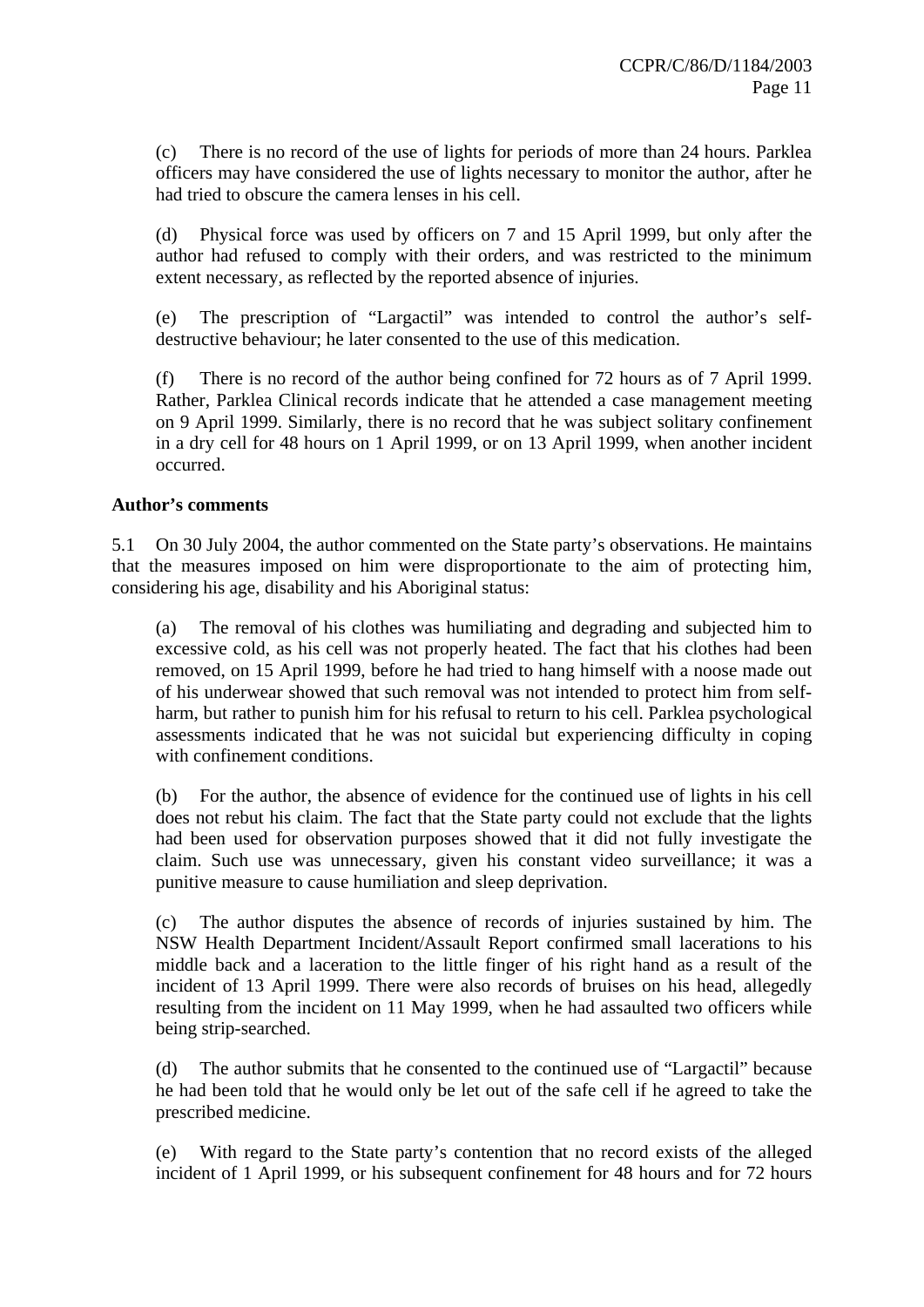(c) There is no record of the use of lights for periods of more than 24 hours. Parklea officers may have considered the use of lights necessary to monitor the author, after he had tried to obscure the camera lenses in his cell.

(d) Physical force was used by officers on 7 and 15 April 1999, but only after the author had refused to comply with their orders, and was restricted to the minimum extent necessary, as reflected by the reported absence of injuries.

(e) The prescription of "Largactil" was intended to control the author's self-destructive behaviour; he later consented to the use of this medication.

(f) There is no record of the author being confined for 72 hours as of 7 April 1999. Rather, Parklea Clinical records indicate that he attended a case management meeting on 9 April 1999. Similarly, there is no record that he was subject solitary confinement in a dry cell for 48 hours on 1 April 1999, or on 13 April 1999, when another incident occurred.

**Author's comments**

5.1 On 30 July 2004, the author commented on the State party's observations. He maintains that the measures imposed on him were disproportionate to the aim of protecting him, considering his age, disability and his Aboriginal status:

(a) The removal of his clothes was humiliating and degrading and subjected him to excessive cold, as his cell was not properly heated. The fact that his clothes had been removed, on 15 April 1999, before he had tried to hang himself with a noose made out of his underwear showed that such removal was not intended to protect him from self-harm, but rather to punish him for his refusal to return to his cell. Parklea psychological assessments indicated that he was not suicidal but experiencing difficulty in coping with confinement conditions.

(b) For the author, the absence of evidence for the continued use of lights in his cell does not rebut his claim. The fact that the State party could not exclude that the lights had been used for observation purposes showed that it did not fully investigate the claim. Such use was unnecessary, given his constant video surveillance; it was a punitive measure to cause humiliation and sleep deprivation.

(c) The author disputes the absence of records of injuries sustained by him. The NSW Health Department Incident/Assault Report confirmed small lacerations to his middle back and a laceration to the little finger of his right hand as a result of the incident of 13 April 1999. There were also records of bruises on his head, allegedly resulting from the incident on 11 May 1999, when he had assaulted two officers while being strip-searched.

(d) The author submits that he consented to the continued use of "Largactil" because he had been told that he would only be let out of the safe cell if he agreed to take the prescribed medicine.

(e) With regard to the State party's contention that no record exists of the alleged incident of 1 April 1999, or his subsequent confinement for 48 hours and for 72 hours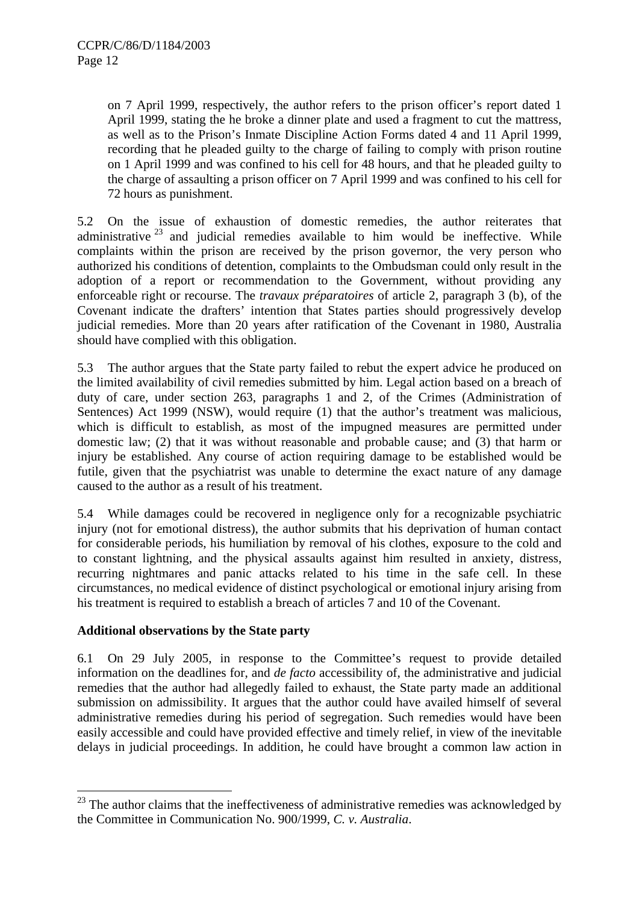on 7 April 1999, respectively, the author refers to the prison officer's report dated 1 April 1999, stating the he broke a dinner plate and used a fragment to cut the mattress, as well as to the Prison's Inmate Discipline Action Forms dated 4 and 11 April 1999, recording that he pleaded guilty to the charge of failing to comply with prison routine on 1 April 1999 and was confined to his cell for 48 hours, and that he pleaded guilty to the charge of assaulting a prison officer on 7 April 1999 and was confined to his cell for 72 hours as punishment.

5.2 On the issue of exhaustion of domestic remedies, the author reiterates that administrative [23] and judicial remedies available to him would be ineffective. While complaints within the prison are received by the prison governor, the very person who authorized his conditions of detention, complaints to the Ombudsman could only result in the adoption of a report or recommendation to the Government, without providing any enforceable right or recourse. The *travaux préparatoires* of article 2, paragraph 3 (b), of the Covenant indicate the drafters' intention that States parties should progressively develop judicial remedies. More than 20 years after ratification of the Covenant in 1980, Australia should have complied with this obligation.

5.3 The author argues that the State party failed to rebut the expert advice he produced on the limited availability of civil remedies submitted by him. Legal action based on a breach of duty of care, under section 263, paragraphs 1 and 2, of the Crimes (Administration of Sentences) Act 1999 (NSW), would require (1) that the author's treatment was malicious, which is difficult to establish, as most of the impugned measures are permitted under domestic law; (2) that it was without reasonable and probable cause; and (3) that harm or injury be established. Any course of action requiring damage to be established would be futile, given that the psychiatrist was unable to determine the exact nature of any damage caused to the author as a result of his treatment.

5.4 While damages could be recovered in negligence only for a recognizable psychiatric injury (not for emotional distress), the author submits that his deprivation of human contact for considerable periods, his humiliation by removal of his clothes, exposure to the cold and to constant lightning, and the physical assaults against him resulted in anxiety, distress, recurring nightmares and panic attacks related to his time in the safe cell. In these circumstances, no medical evidence of distinct psychological or emotional injury arising from his treatment is required to establish a breach of articles 7 and 10 of the Covenant.

**Additional observations by the State party**

6.1 On 29 July 2005, in response to the Committee's request to provide detailed information on the deadlines for, and *de facto* accessibility of, the administrative and judicial remedies that the author had allegedly failed to exhaust, the State party made an additional submission on admissibility. It argues that the author could have availed himself of several administrative remedies during his period of segregation. Such remedies would have been easily accessible and could have provided effective and timely relief, in view of the inevitable delays in judicial proceedings. In addition, he could have brought a common law action in

---

[23] The author claims that the ineffectiveness of administrative remedies was acknowledged by the Committee in Communication No. 900/1999, *C. v. Australia*.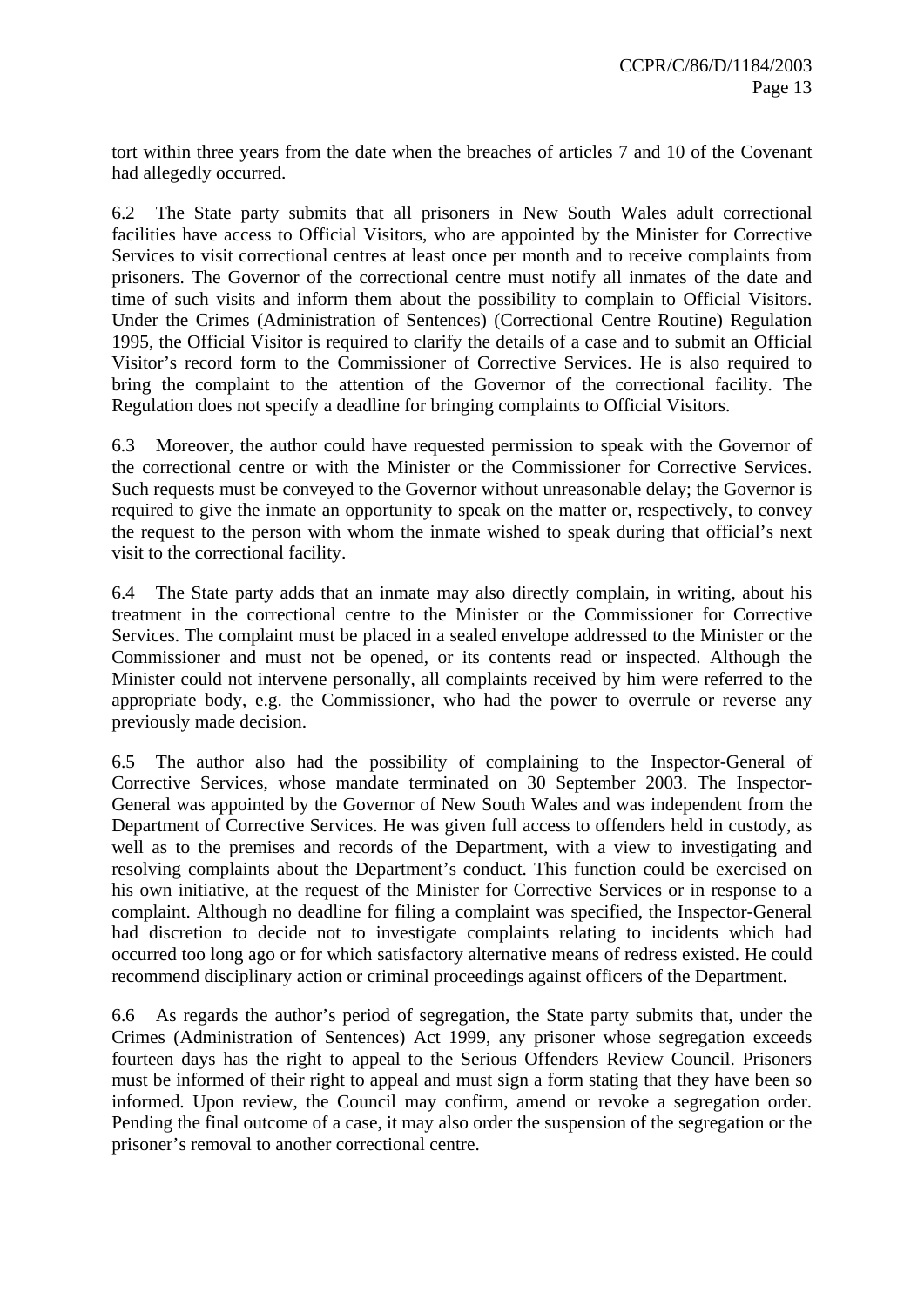tort within three years from the date when the breaches of articles 7 and 10 of the Covenant had allegedly occurred.

6.2 The State party submits that all prisoners in New South Wales adult correctional facilities have access to Official Visitors, who are appointed by the Minister for Corrective Services to visit correctional centres at least once per month and to receive complaints from prisoners. The Governor of the correctional centre must notify all inmates of the date and time of such visits and inform them about the possibility to complain to Official Visitors. Under the Crimes (Administration of Sentences) (Correctional Centre Routine) Regulation 1995, the Official Visitor is required to clarify the details of a case and to submit an Official Visitor's record form to the Commissioner of Corrective Services. He is also required to bring the complaint to the attention of the Governor of the correctional facility. The Regulation does not specify a deadline for bringing complaints to Official Visitors.

6.3 Moreover, the author could have requested permission to speak with the Governor of the correctional centre or with the Minister or the Commissioner for Corrective Services. Such requests must be conveyed to the Governor without unreasonable delay; the Governor is required to give the inmate an opportunity to speak on the matter or, respectively, to convey the request to the person with whom the inmate wished to speak during that official's next visit to the correctional facility.

6.4 The State party adds that an inmate may also directly complain, in writing, about his treatment in the correctional centre to the Minister or the Commissioner for Corrective Services. The complaint must be placed in a sealed envelope addressed to the Minister or the Commissioner and must not be opened, or its contents read or inspected. Although the Minister could not intervene personally, all complaints received by him were referred to the appropriate body, e.g. the Commissioner, who had the power to overrule or reverse any previously made decision.

6.5 The author also had the possibility of complaining to the Inspector-General of Corrective Services, whose mandate terminated on 30 September 2003. The Inspector-General was appointed by the Governor of New South Wales and was independent from the Department of Corrective Services. He was given full access to offenders held in custody, as well as to the premises and records of the Department, with a view to investigating and resolving complaints about the Department's conduct. This function could be exercised on his own initiative, at the request of the Minister for Corrective Services or in response to a complaint. Although no deadline for filing a complaint was specified, the Inspector-General had discretion to decide not to investigate complaints relating to incidents which had occurred too long ago or for which satisfactory alternative means of redress existed. He could recommend disciplinary action or criminal proceedings against officers of the Department.

6.6 As regards the author's period of segregation, the State party submits that, under the Crimes (Administration of Sentences) Act 1999, any prisoner whose segregation exceeds fourteen days has the right to appeal to the Serious Offenders Review Council. Prisoners must be informed of their right to appeal and must sign a form stating that they have been so informed. Upon review, the Council may confirm, amend or revoke a segregation order. Pending the final outcome of a case, it may also order the suspension of the segregation or the prisoner's removal to another correctional centre.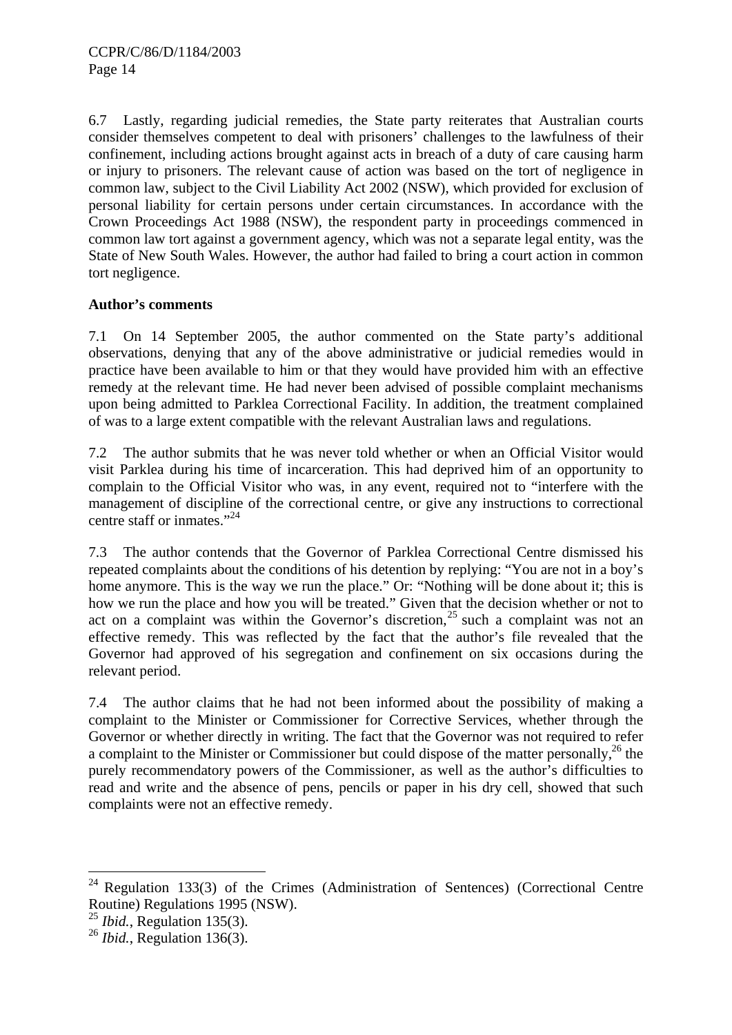6.7 Lastly, regarding judicial remedies, the State party reiterates that Australian courts consider themselves competent to deal with prisoners' challenges to the lawfulness of their confinement, including actions brought against acts in breach of a duty of care causing harm or injury to prisoners. The relevant cause of action was based on the tort of negligence in common law, subject to the Civil Liability Act 2002 (NSW), which provided for exclusion of personal liability for certain persons under certain circumstances. In accordance with the Crown Proceedings Act 1988 (NSW), the respondent party in proceedings commenced in common law tort against a government agency, which was not a separate legal entity, was the State of New South Wales. However, the author had failed to bring a court action in common tort negligence.

**Author's comments**

7.1 On 14 September 2005, the author commented on the State party's additional observations, denying that any of the above administrative or judicial remedies would in practice have been available to him or that they would have provided him with an effective remedy at the relevant time. He had never been advised of possible complaint mechanisms upon being admitted to Parklea Correctional Facility. In addition, the treatment complained of was to a large extent compatible with the relevant Australian laws and regulations.

7.2 The author submits that he was never told whether or when an Official Visitor would visit Parklea during his time of incarceration. This had deprived him of an opportunity to complain to the Official Visitor who was, in any event, required not to "interfere with the management of discipline of the correctional centre, or give any instructions to correctional centre staff or inmates."[24]

7.3 The author contends that the Governor of Parklea Correctional Centre dismissed his repeated complaints about the conditions of his detention by replying: "You are not in a boy's home anymore. This is the way we run the place." Or: "Nothing will be done about it; this is how we run the place and how you will be treated." Given that the decision whether or not to act on a complaint was within the Governor's discretion,[25] such a complaint was not an effective remedy. This was reflected by the fact that the author's file revealed that the Governor had approved of his segregation and confinement on six occasions during the relevant period.

7.4 The author claims that he had not been informed about the possibility of making a complaint to the Minister or Commissioner for Corrective Services, whether through the Governor or whether directly in writing. The fact that the Governor was not required to refer a complaint to the Minister or Commissioner but could dispose of the matter personally,[26] the purely recommendatory powers of the Commissioner, as well as the author's difficulties to read and write and the absence of pens, pencils or paper in his dry cell, showed that such complaints were not an effective remedy.

---

[24] Regulation 133(3) of the Crimes (Administration of Sentences) (Correctional Centre Routine) Regulations 1995 (NSW).

[25] *Ibid.*, Regulation 135(3).

[26] *Ibid.*, Regulation 136(3).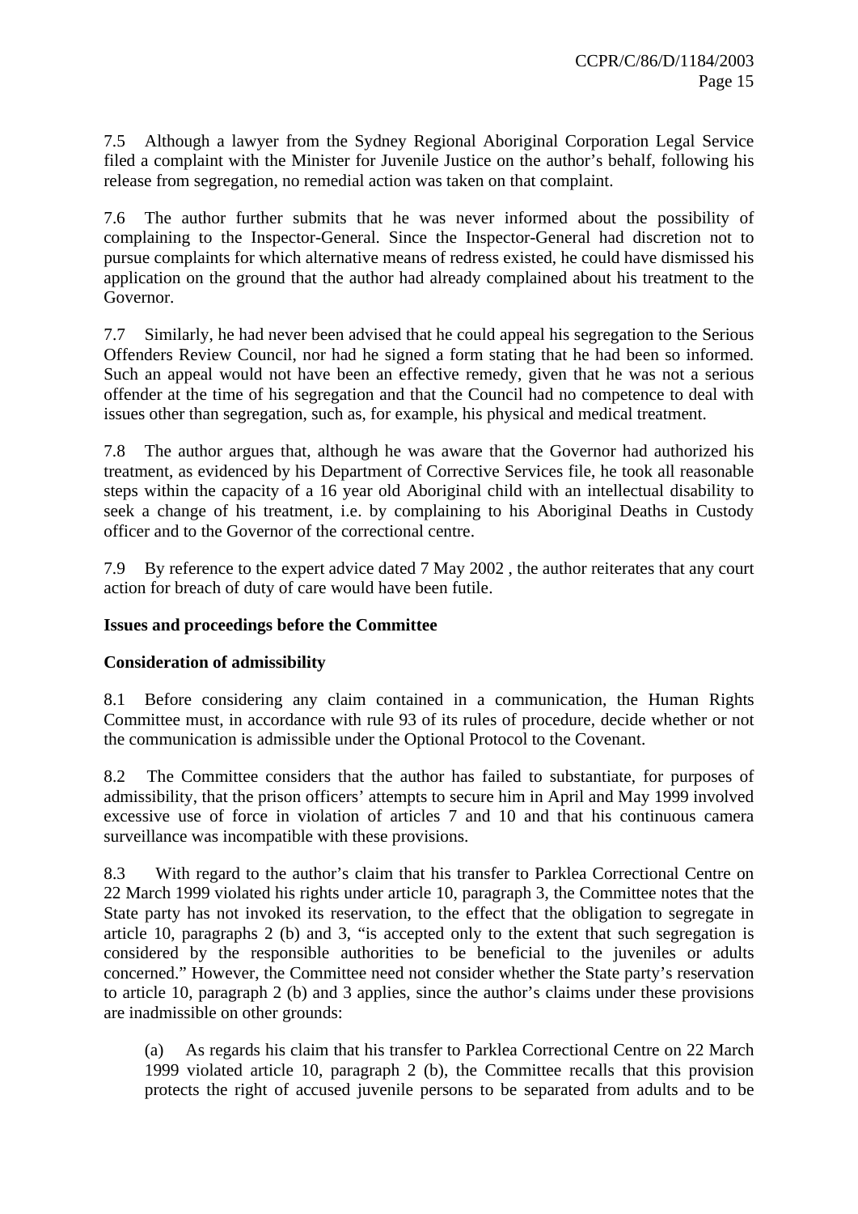7.5 Although a lawyer from the Sydney Regional Aboriginal Corporation Legal Service filed a complaint with the Minister for Juvenile Justice on the author's behalf, following his release from segregation, no remedial action was taken on that complaint.

7.6 The author further submits that he was never informed about the possibility of complaining to the Inspector-General. Since the Inspector-General had discretion not to pursue complaints for which alternative means of redress existed, he could have dismissed his application on the ground that the author had already complained about his treatment to the Governor.

7.7 Similarly, he had never been advised that he could appeal his segregation to the Serious Offenders Review Council, nor had he signed a form stating that he had been so informed. Such an appeal would not have been an effective remedy, given that he was not a serious offender at the time of his segregation and that the Council had no competence to deal with issues other than segregation, such as, for example, his physical and medical treatment.

7.8 The author argues that, although he was aware that the Governor had authorized his treatment, as evidenced by his Department of Corrective Services file, he took all reasonable steps within the capacity of a 16 year old Aboriginal child with an intellectual disability to seek a change of his treatment, i.e. by complaining to his Aboriginal Deaths in Custody officer and to the Governor of the correctional centre.

7.9 By reference to the expert advice dated 7 May 2002 , the author reiterates that any court action for breach of duty of care would have been futile.

**Issues and proceedings before the Committee**

**Consideration of admissibility**

8.1 Before considering any claim contained in a communication, the Human Rights Committee must, in accordance with rule 93 of its rules of procedure, decide whether or not the communication is admissible under the Optional Protocol to the Covenant.

8.2 The Committee considers that the author has failed to substantiate, for purposes of admissibility, that the prison officers' attempts to secure him in April and May 1999 involved excessive use of force in violation of articles 7 and 10 and that his continuous camera surveillance was incompatible with these provisions.

8.3 With regard to the author's claim that his transfer to Parklea Correctional Centre on 22 March 1999 violated his rights under article 10, paragraph 3, the Committee notes that the State party has not invoked its reservation, to the effect that the obligation to segregate in article 10, paragraphs 2 (b) and 3, "is accepted only to the extent that such segregation is considered by the responsible authorities to be beneficial to the juveniles or adults concerned." However, the Committee need not consider whether the State party's reservation to article 10, paragraph 2 (b) and 3 applies, since the author's claims under these provisions are inadmissible on other grounds:

(a) As regards his claim that his transfer to Parklea Correctional Centre on 22 March 1999 violated article 10, paragraph 2 (b), the Committee recalls that this provision protects the right of accused juvenile persons to be separated from adults and to be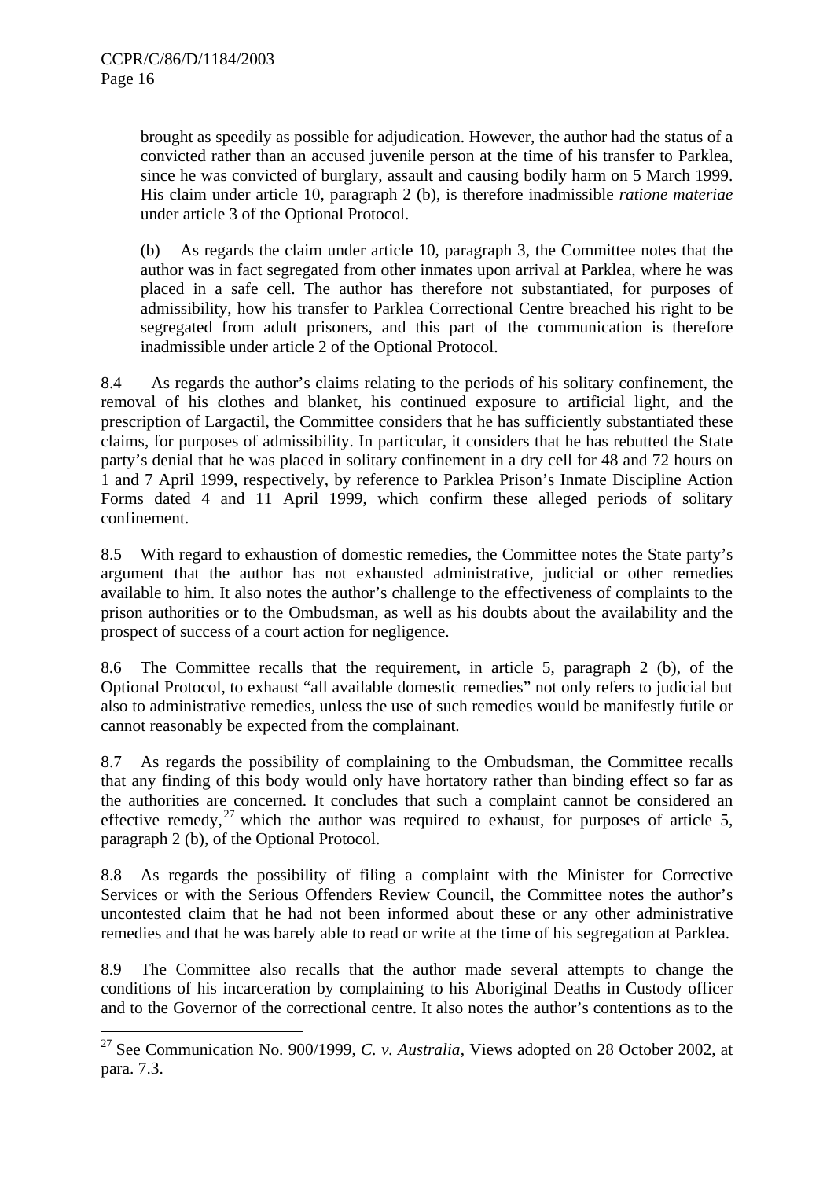brought as speedily as possible for adjudication. However, the author had the status of a convicted rather than an accused juvenile person at the time of his transfer to Parklea, since he was convicted of burglary, assault and causing bodily harm on 5 March 1999. His claim under article 10, paragraph 2 (b), is therefore inadmissible *ratione materiae* under article 3 of the Optional Protocol.

(b) As regards the claim under article 10, paragraph 3, the Committee notes that the author was in fact segregated from other inmates upon arrival at Parklea, where he was placed in a safe cell. The author has therefore not substantiated, for purposes of admissibility, how his transfer to Parklea Correctional Centre breached his right to be segregated from adult prisoners, and this part of the communication is therefore inadmissible under article 2 of the Optional Protocol.

8.4 As regards the author's claims relating to the periods of his solitary confinement, the removal of his clothes and blanket, his continued exposure to artificial light, and the prescription of Largactil, the Committee considers that he has sufficiently substantiated these claims, for purposes of admissibility. In particular, it considers that he has rebutted the State party's denial that he was placed in solitary confinement in a dry cell for 48 and 72 hours on 1 and 7 April 1999, respectively, by reference to Parklea Prison's Inmate Discipline Action Forms dated 4 and 11 April 1999, which confirm these alleged periods of solitary confinement.

8.5 With regard to exhaustion of domestic remedies, the Committee notes the State party's argument that the author has not exhausted administrative, judicial or other remedies available to him. It also notes the author's challenge to the effectiveness of complaints to the prison authorities or to the Ombudsman, as well as his doubts about the availability and the prospect of success of a court action for negligence.

8.6 The Committee recalls that the requirement, in article 5, paragraph 2 (b), of the Optional Protocol, to exhaust "all available domestic remedies" not only refers to judicial but also to administrative remedies, unless the use of such remedies would be manifestly futile or cannot reasonably be expected from the complainant.

8.7 As regards the possibility of complaining to the Ombudsman, the Committee recalls that any finding of this body would only have hortatory rather than binding effect so far as the authorities are concerned. It concludes that such a complaint cannot be considered an effective remedy,[27] which the author was required to exhaust, for purposes of article 5, paragraph 2 (b), of the Optional Protocol.

8.8 As regards the possibility of filing a complaint with the Minister for Corrective Services or with the Serious Offenders Review Council, the Committee notes the author's uncontested claim that he had not been informed about these or any other administrative remedies and that he was barely able to read or write at the time of his segregation at Parklea.

8.9 The Committee also recalls that the author made several attempts to change the conditions of his incarceration by complaining to his Aboriginal Deaths in Custody officer and to the Governor of the correctional centre. It also notes the author's contentions as to the

---

[27] See Communication No. 900/1999, *C. v. Australia*, Views adopted on 28 October 2002, at para. 7.3.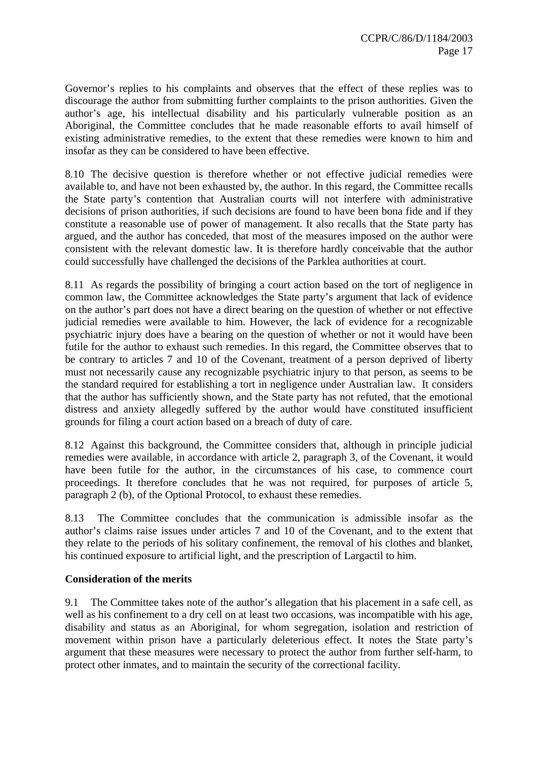Governor's replies to his complaints and observes that the effect of these replies was to discourage the author from submitting further complaints to the prison authorities. Given the author's age, his intellectual disability and his particularly vulnerable position as an Aboriginal, the Committee concludes that he made reasonable efforts to avail himself of existing administrative remedies, to the extent that these remedies were known to him and insofar as they can be considered to have been effective.

8.10 The decisive question is therefore whether or not effective judicial remedies were available to, and have not been exhausted by, the author. In this regard, the Committee recalls the State party's contention that Australian courts will not interfere with administrative decisions of prison authorities, if such decisions are found to have been bona fide and if they constitute a reasonable use of power of management. It also recalls that the State party has argued, and the author has conceded, that most of the measures imposed on the author were consistent with the relevant domestic law. It is therefore hardly conceivable that the author could successfully have challenged the decisions of the Parklea authorities at court.

8.11 As regards the possibility of bringing a court action based on the tort of negligence in common law, the Committee acknowledges the State party's argument that lack of evidence on the author's part does not have a direct bearing on the question of whether or not effective judicial remedies were available to him. However, the lack of evidence for a recognizable psychiatric injury does have a bearing on the question of whether or not it would have been futile for the author to exhaust such remedies. In this regard, the Committee observes that to be contrary to articles 7 and 10 of the Covenant, treatment of a person deprived of liberty must not necessarily cause any recognizable psychiatric injury to that person, as seems to be the standard required for establishing a tort in negligence under Australian law. It considers that the author has sufficiently shown, and the State party has not refuted, that the emotional distress and anxiety allegedly suffered by the author would have constituted insufficient grounds for filing a court action based on a breach of duty of care.

8.12 Against this background, the Committee considers that, although in principle judicial remedies were available, in accordance with article 2, paragraph 3, of the Covenant, it would have been futile for the author, in the circumstances of his case, to commence court proceedings. It therefore concludes that he was not required, for purposes of article 5, paragraph 2 (b), of the Optional Protocol, to exhaust these remedies.

8.13 The Committee concludes that the communication is admissible insofar as the author's claims raise issues under articles 7 and 10 of the Covenant, and to the extent that they relate to the periods of his solitary confinement, the removal of his clothes and blanket, his continued exposure to artificial light, and the prescription of Largactil to him.

**Consideration of the merits**

9.1 The Committee takes note of the author's allegation that his placement in a safe cell, as well as his confinement to a dry cell on at least two occasions, was incompatible with his age, disability and status as an Aboriginal, for whom segregation, isolation and restriction of movement within prison have a particularly deleterious effect. It notes the State party's argument that these measures were necessary to protect the author from further self-harm, to protect other inmates, and to maintain the security of the correctional facility.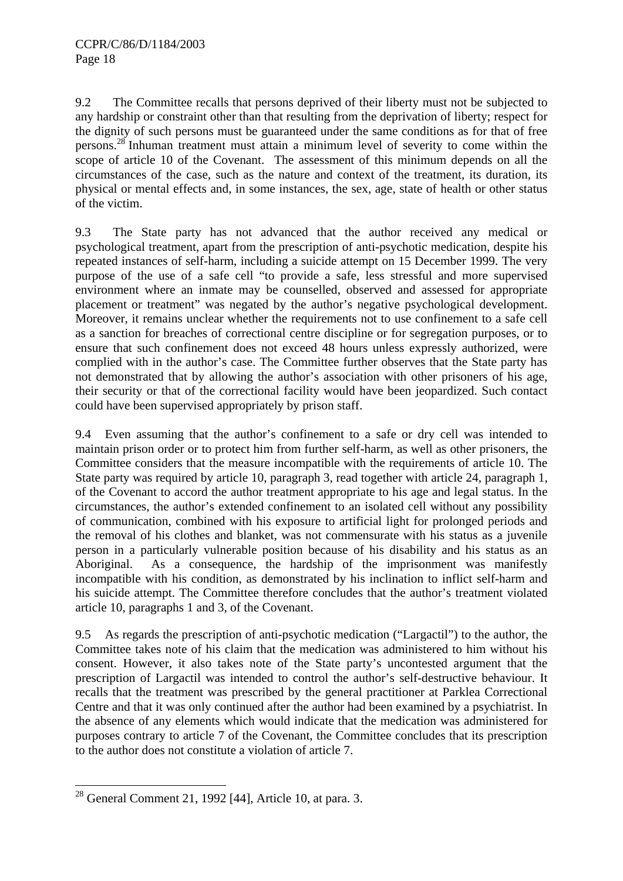9.2 The Committee recalls that persons deprived of their liberty must not be subjected to any hardship or constraint other than that resulting from the deprivation of liberty; respect for the dignity of such persons must be guaranteed under the same conditions as for that of free persons.[28] Inhuman treatment must attain a minimum level of severity to come within the scope of article 10 of the Covenant. The assessment of this minimum depends on all the circumstances of the case, such as the nature and context of the treatment, its duration, its physical or mental effects and, in some instances, the sex, age, state of health or other status of the victim.

9.3 The State party has not advanced that the author received any medical or psychological treatment, apart from the prescription of anti-psychotic medication, despite his repeated instances of self-harm, including a suicide attempt on 15 December 1999. The very purpose of the use of a safe cell "to provide a safe, less stressful and more supervised environment where an inmate may be counselled, observed and assessed for appropriate placement or treatment" was negated by the author's negative psychological development. Moreover, it remains unclear whether the requirements not to use confinement to a safe cell as a sanction for breaches of correctional centre discipline or for segregation purposes, or to ensure that such confinement does not exceed 48 hours unless expressly authorized, were complied with in the author's case. The Committee further observes that the State party has not demonstrated that by allowing the author's association with other prisoners of his age, their security or that of the correctional facility would have been jeopardized. Such contact could have been supervised appropriately by prison staff.

9.4 Even assuming that the author's confinement to a safe or dry cell was intended to maintain prison order or to protect him from further self-harm, as well as other prisoners, the Committee considers that the measure incompatible with the requirements of article 10. The State party was required by article 10, paragraph 3, read together with article 24, paragraph 1, of the Covenant to accord the author treatment appropriate to his age and legal status. In the circumstances, the author's extended confinement to an isolated cell without any possibility of communication, combined with his exposure to artificial light for prolonged periods and the removal of his clothes and blanket, was not commensurate with his status as a juvenile person in a particularly vulnerable position because of his disability and his status as an Aboriginal. As a consequence, the hardship of the imprisonment was manifestly incompatible with his condition, as demonstrated by his inclination to inflict self-harm and his suicide attempt. The Committee therefore concludes that the author's treatment violated article 10, paragraphs 1 and 3, of the Covenant.

9.5 As regards the prescription of anti-psychotic medication ("Largactil") to the author, the Committee takes note of his claim that the medication was administered to him without his consent. However, it also takes note of the State party's uncontested argument that the prescription of Largactil was intended to control the author's self-destructive behaviour. It recalls that the treatment was prescribed by the general practitioner at Parklea Correctional Centre and that it was only continued after the author had been examined by a psychiatrist. In the absence of any elements which would indicate that the medication was administered for purposes contrary to article 7 of the Covenant, the Committee concludes that its prescription to the author does not constitute a violation of article 7.

---

[28] General Comment 21, 1992 [44], Article 10, at para. 3.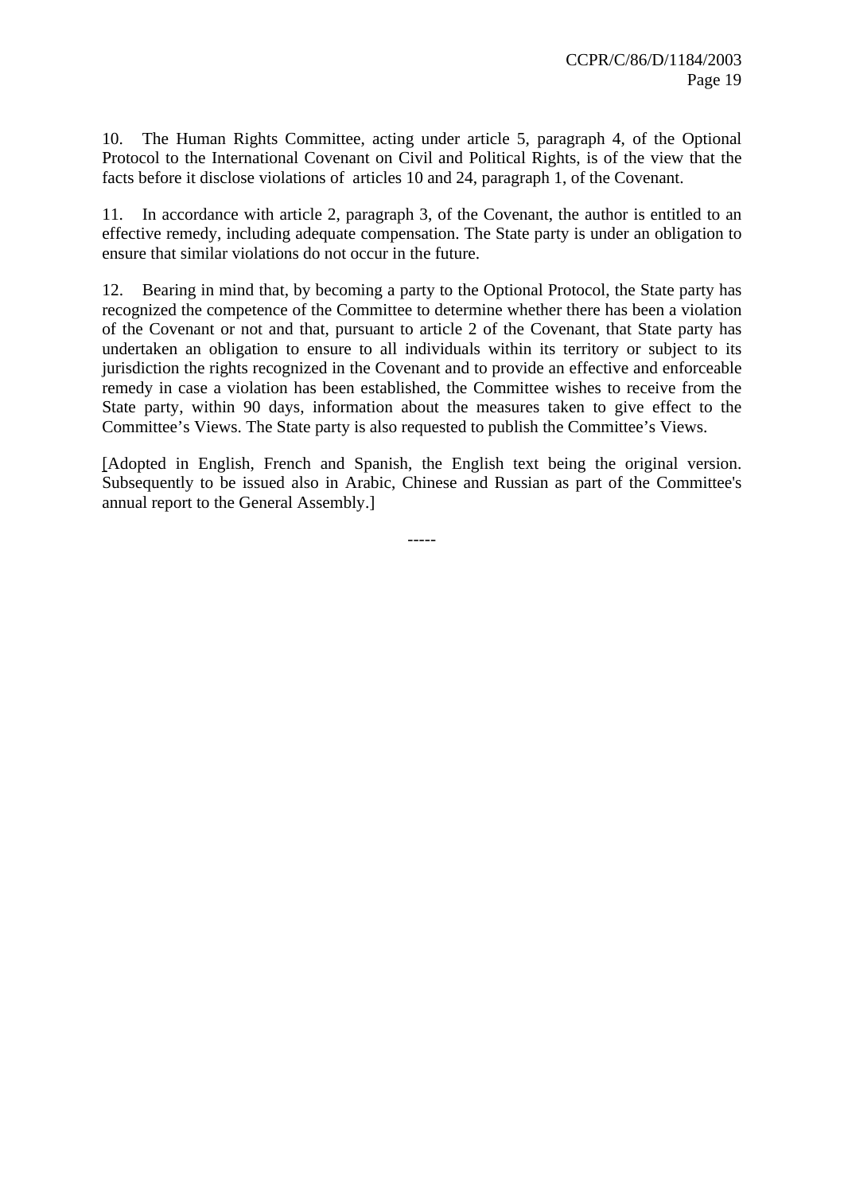10. The Human Rights Committee, acting under article 5, paragraph 4, of the Optional Protocol to the International Covenant on Civil and Political Rights, is of the view that the facts before it disclose violations of articles 10 and 24, paragraph 1, of the Covenant.

11. In accordance with article 2, paragraph 3, of the Covenant, the author is entitled to an effective remedy, including adequate compensation. The State party is under an obligation to ensure that similar violations do not occur in the future.

12. Bearing in mind that, by becoming a party to the Optional Protocol, the State party has recognized the competence of the Committee to determine whether there has been a violation of the Covenant or not and that, pursuant to article 2 of the Covenant, that State party has undertaken an obligation to ensure to all individuals within its territory or subject to its jurisdiction the rights recognized in the Covenant and to provide an effective and enforceable remedy in case a violation has been established, the Committee wishes to receive from the State party, within 90 days, information about the measures taken to give effect to the Committee's Views. The State party is also requested to publish the Committee's Views.

[Adopted in English, French and Spanish, the English text being the original version. Subsequently to be issued also in Arabic, Chinese and Russian as part of the Committee's annual report to the General Assembly.]

-----